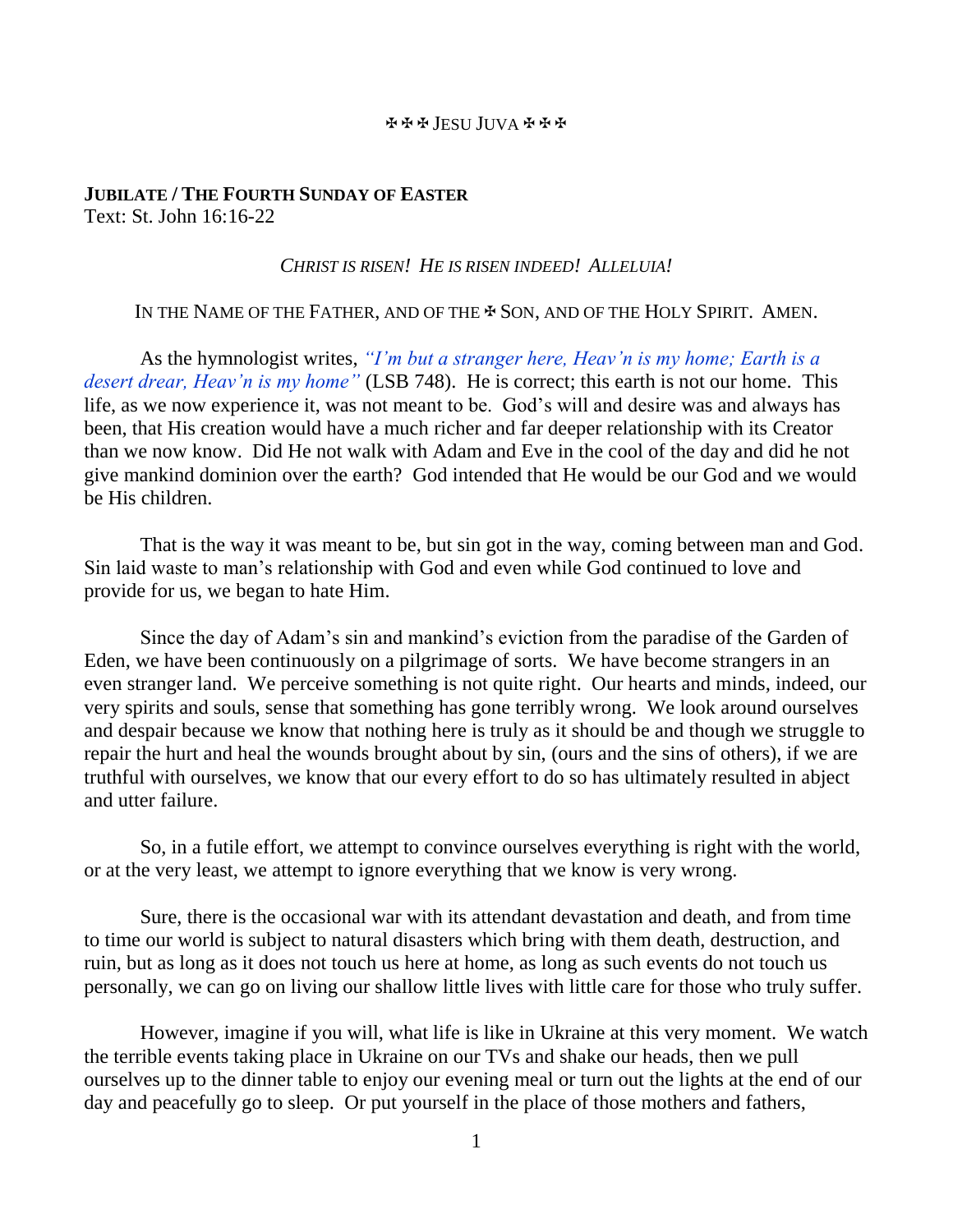✠✠✠ JESU JUVA ✠✠✠

**JUBILATE / THE FOURTH SUNDAY OF EASTER**
Text: St. John 16:16-22

*CHRIST IS RISEN! HE IS RISEN INDEED! ALLELUIA!*

IN THE NAME OF THE FATHER, AND OF THE ✠ SON, AND OF THE HOLY SPIRIT. AMEN.

As the hymnologist writes, *"I'm but a stranger here, Heav'n is my home; Earth is a desert drear, Heav'n is my home"* (LSB 748). He is correct; this earth is not our home. This life, as we now experience it, was not meant to be. God's will and desire was and always has been, that His creation would have a much richer and far deeper relationship with its Creator than we now know. Did He not walk with Adam and Eve in the cool of the day and did he not give mankind dominion over the earth? God intended that He would be our God and we would be His children.

That is the way it was meant to be, but sin got in the way, coming between man and God. Sin laid waste to man's relationship with God and even while God continued to love and provide for us, we began to hate Him.

Since the day of Adam's sin and mankind's eviction from the paradise of the Garden of Eden, we have been continuously on a pilgrimage of sorts. We have become strangers in an even stranger land. We perceive something is not quite right. Our hearts and minds, indeed, our very spirits and souls, sense that something has gone terribly wrong. We look around ourselves and despair because we know that nothing here is truly as it should be and though we struggle to repair the hurt and heal the wounds brought about by sin, (ours and the sins of others), if we are truthful with ourselves, we know that our every effort to do so has ultimately resulted in abject and utter failure.

So, in a futile effort, we attempt to convince ourselves everything is right with the world, or at the very least, we attempt to ignore everything that we know is very wrong.

Sure, there is the occasional war with its attendant devastation and death, and from time to time our world is subject to natural disasters which bring with them death, destruction, and ruin, but as long as it does not touch us here at home, as long as such events do not touch us personally, we can go on living our shallow little lives with little care for those who truly suffer.

However, imagine if you will, what life is like in Ukraine at this very moment. We watch the terrible events taking place in Ukraine on our TVs and shake our heads, then we pull ourselves up to the dinner table to enjoy our evening meal or turn out the lights at the end of our day and peacefully go to sleep. Or put yourself in the place of those mothers and fathers,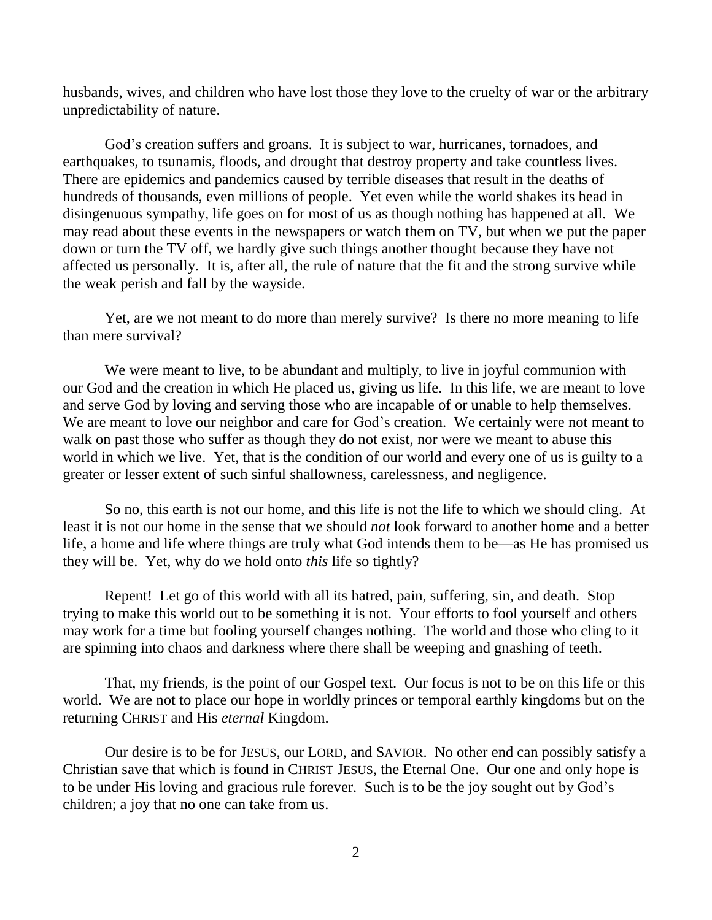husbands, wives, and children who have lost those they love to the cruelty of war or the arbitrary unpredictability of nature.

God's creation suffers and groans. It is subject to war, hurricanes, tornadoes, and earthquakes, to tsunamis, floods, and drought that destroy property and take countless lives. There are epidemics and pandemics caused by terrible diseases that result in the deaths of hundreds of thousands, even millions of people. Yet even while the world shakes its head in disingenuous sympathy, life goes on for most of us as though nothing has happened at all. We may read about these events in the newspapers or watch them on TV, but when we put the paper down or turn the TV off, we hardly give such things another thought because they have not affected us personally. It is, after all, the rule of nature that the fit and the strong survive while the weak perish and fall by the wayside.

Yet, are we not meant to do more than merely survive? Is there no more meaning to life than mere survival?

We were meant to live, to be abundant and multiply, to live in joyful communion with our God and the creation in which He placed us, giving us life. In this life, we are meant to love and serve God by loving and serving those who are incapable of or unable to help themselves. We are meant to love our neighbor and care for God's creation. We certainly were not meant to walk on past those who suffer as though they do not exist, nor were we meant to abuse this world in which we live. Yet, that is the condition of our world and every one of us is guilty to a greater or lesser extent of such sinful shallowness, carelessness, and negligence.

So no, this earth is not our home, and this life is not the life to which we should cling. At least it is not our home in the sense that we should *not* look forward to another home and a better life, a home and life where things are truly what God intends them to be—as He has promised us they will be. Yet, why do we hold onto *this* life so tightly?

Repent! Let go of this world with all its hatred, pain, suffering, sin, and death. Stop trying to make this world out to be something it is not. Your efforts to fool yourself and others may work for a time but fooling yourself changes nothing. The world and those who cling to it are spinning into chaos and darkness where there shall be weeping and gnashing of teeth.

That, my friends, is the point of our Gospel text. Our focus is not to be on this life or this world. We are not to place our hope in worldly princes or temporal earthly kingdoms but on the returning CHRIST and His *eternal* Kingdom.

Our desire is to be for JESUS, our LORD, and SAVIOR. No other end can possibly satisfy a Christian save that which is found in CHRIST JESUS, the Eternal One. Our one and only hope is to be under His loving and gracious rule forever. Such is to be the joy sought out by God's children; a joy that no one can take from us.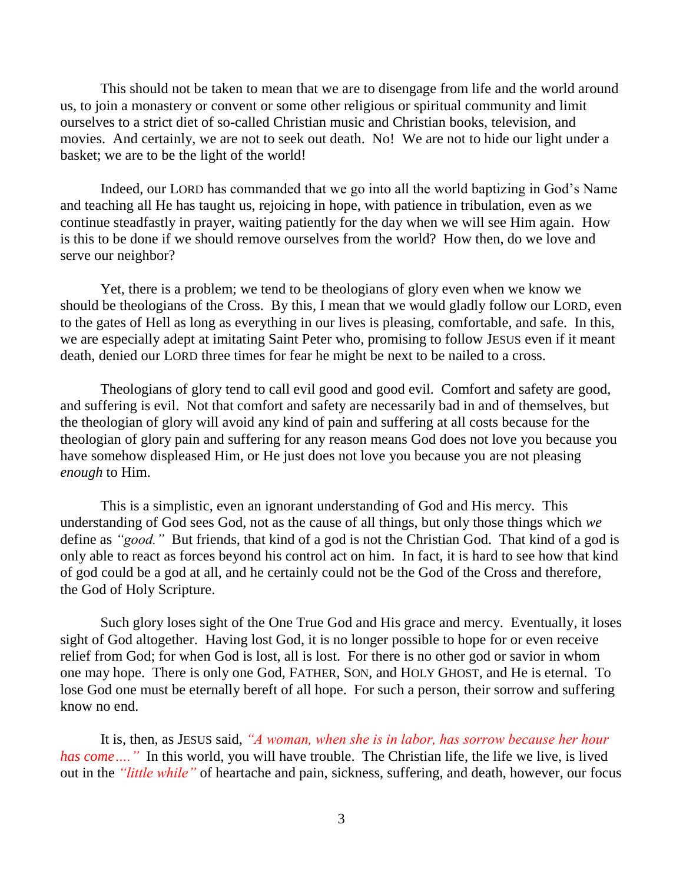This should not be taken to mean that we are to disengage from life and the world around us, to join a monastery or convent or some other religious or spiritual community and limit ourselves to a strict diet of so-called Christian music and Christian books, television, and movies. And certainly, we are not to seek out death. No! We are not to hide our light under a basket; we are to be the light of the world!

Indeed, our LORD has commanded that we go into all the world baptizing in God's Name and teaching all He has taught us, rejoicing in hope, with patience in tribulation, even as we continue steadfastly in prayer, waiting patiently for the day when we will see Him again. How is this to be done if we should remove ourselves from the world? How then, do we love and serve our neighbor?

Yet, there is a problem; we tend to be theologians of glory even when we know we should be theologians of the Cross. By this, I mean that we would gladly follow our LORD, even to the gates of Hell as long as everything in our lives is pleasing, comfortable, and safe. In this, we are especially adept at imitating Saint Peter who, promising to follow JESUS even if it meant death, denied our LORD three times for fear he might be next to be nailed to a cross.

Theologians of glory tend to call evil good and good evil. Comfort and safety are good, and suffering is evil. Not that comfort and safety are necessarily bad in and of themselves, but the theologian of glory will avoid any kind of pain and suffering at all costs because for the theologian of glory pain and suffering for any reason means God does not love you because you have somehow displeased Him, or He just does not love you because you are not pleasing *enough* to Him.

This is a simplistic, even an ignorant understanding of God and His mercy. This understanding of God sees God, not as the cause of all things, but only those things which *we* define as *"good."* But friends, that kind of a god is not the Christian God. That kind of a god is only able to react as forces beyond his control act on him. In fact, it is hard to see how that kind of god could be a god at all, and he certainly could not be the God of the Cross and therefore, the God of Holy Scripture.

Such glory loses sight of the One True God and His grace and mercy. Eventually, it loses sight of God altogether. Having lost God, it is no longer possible to hope for or even receive relief from God; for when God is lost, all is lost. For there is no other god or savior in whom one may hope. There is only one God, FATHER, SON, and HOLY GHOST, and He is eternal. To lose God one must be eternally bereft of all hope. For such a person, their sorrow and suffering know no end.

It is, then, as JESUS said, *"A woman, when she is in labor, has sorrow because her hour has come…."* In this world, you will have trouble. The Christian life, the life we live, is lived out in the *"little while"* of heartache and pain, sickness, suffering, and death, however, our focus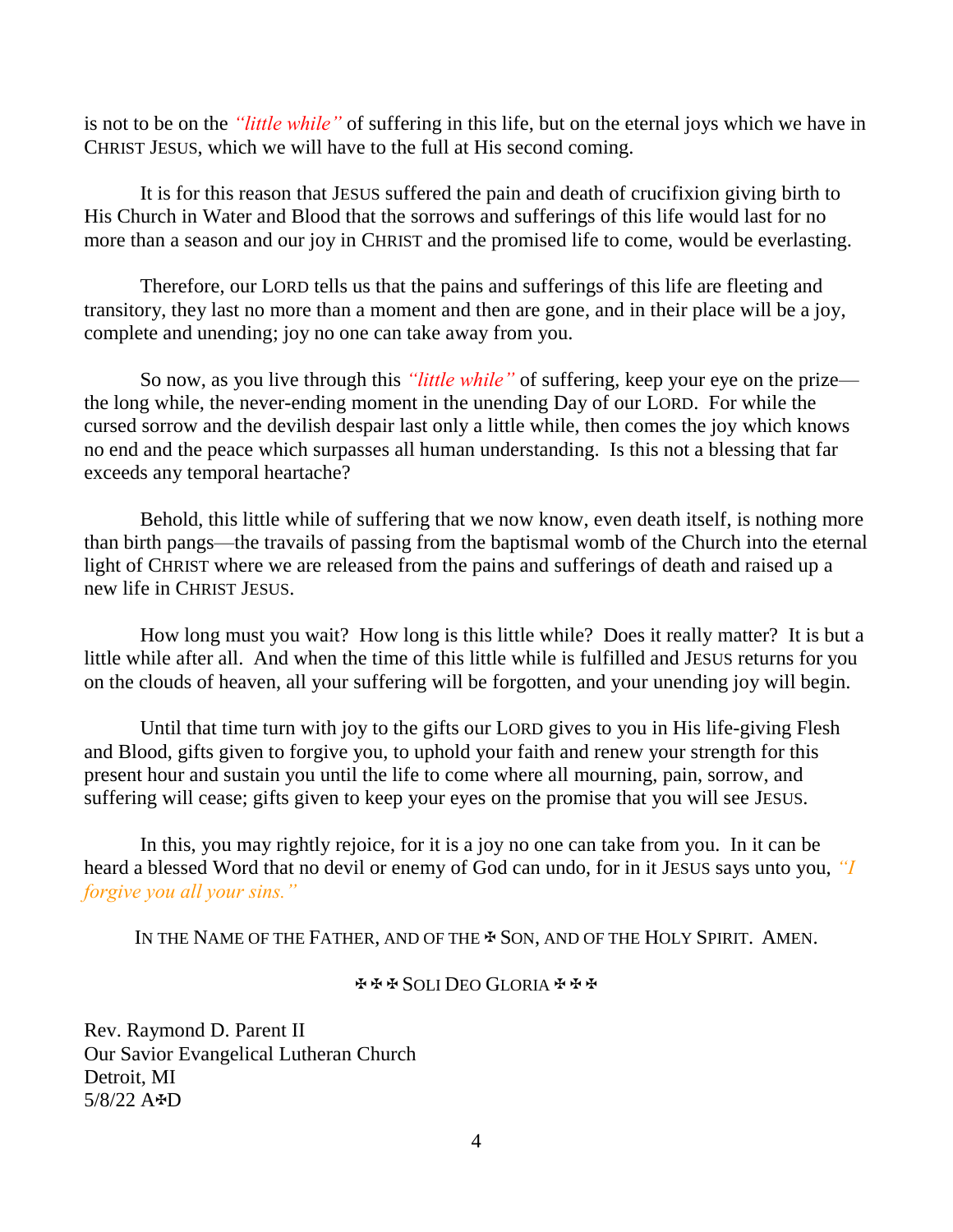is not to be on the *"little while"* of suffering in this life, but on the eternal joys which we have in CHRIST JESUS, which we will have to the full at His second coming.

It is for this reason that JESUS suffered the pain and death of crucifixion giving birth to His Church in Water and Blood that the sorrows and sufferings of this life would last for no more than a season and our joy in CHRIST and the promised life to come, would be everlasting.

Therefore, our LORD tells us that the pains and sufferings of this life are fleeting and transitory, they last no more than a moment and then are gone, and in their place will be a joy, complete and unending; joy no one can take away from you.

So now, as you live through this *"little while"* of suffering, keep your eye on the prize—the long while, the never-ending moment in the unending Day of our LORD. For while the cursed sorrow and the devilish despair last only a little while, then comes the joy which knows no end and the peace which surpasses all human understanding. Is this not a blessing that far exceeds any temporal heartache?

Behold, this little while of suffering that we now know, even death itself, is nothing more than birth pangs—the travails of passing from the baptismal womb of the Church into the eternal light of CHRIST where we are released from the pains and sufferings of death and raised up a new life in CHRIST JESUS.

How long must you wait? How long is this little while? Does it really matter? It is but a little while after all. And when the time of this little while is fulfilled and JESUS returns for you on the clouds of heaven, all your suffering will be forgotten, and your unending joy will begin.

Until that time turn with joy to the gifts our LORD gives to you in His life-giving Flesh and Blood, gifts given to forgive you, to uphold your faith and renew your strength for this present hour and sustain you until the life to come where all mourning, pain, sorrow, and suffering will cease; gifts given to keep your eyes on the promise that you will see JESUS.

In this, you may rightly rejoice, for it is a joy no one can take from you. In it can be heard a blessed Word that no devil or enemy of God can undo, for in it JESUS says unto you, *"I forgive you all your sins."*

IN THE NAME OF THE FATHER, AND OF THE ✠ SON, AND OF THE HOLY SPIRIT. AMEN.

✠ ✠ ✠ SOLI DEO GLORIA ✠ ✠ ✠

Rev. Raymond D. Parent II
Our Savior Evangelical Lutheran Church
Detroit, MI
5/8/22 A✠D